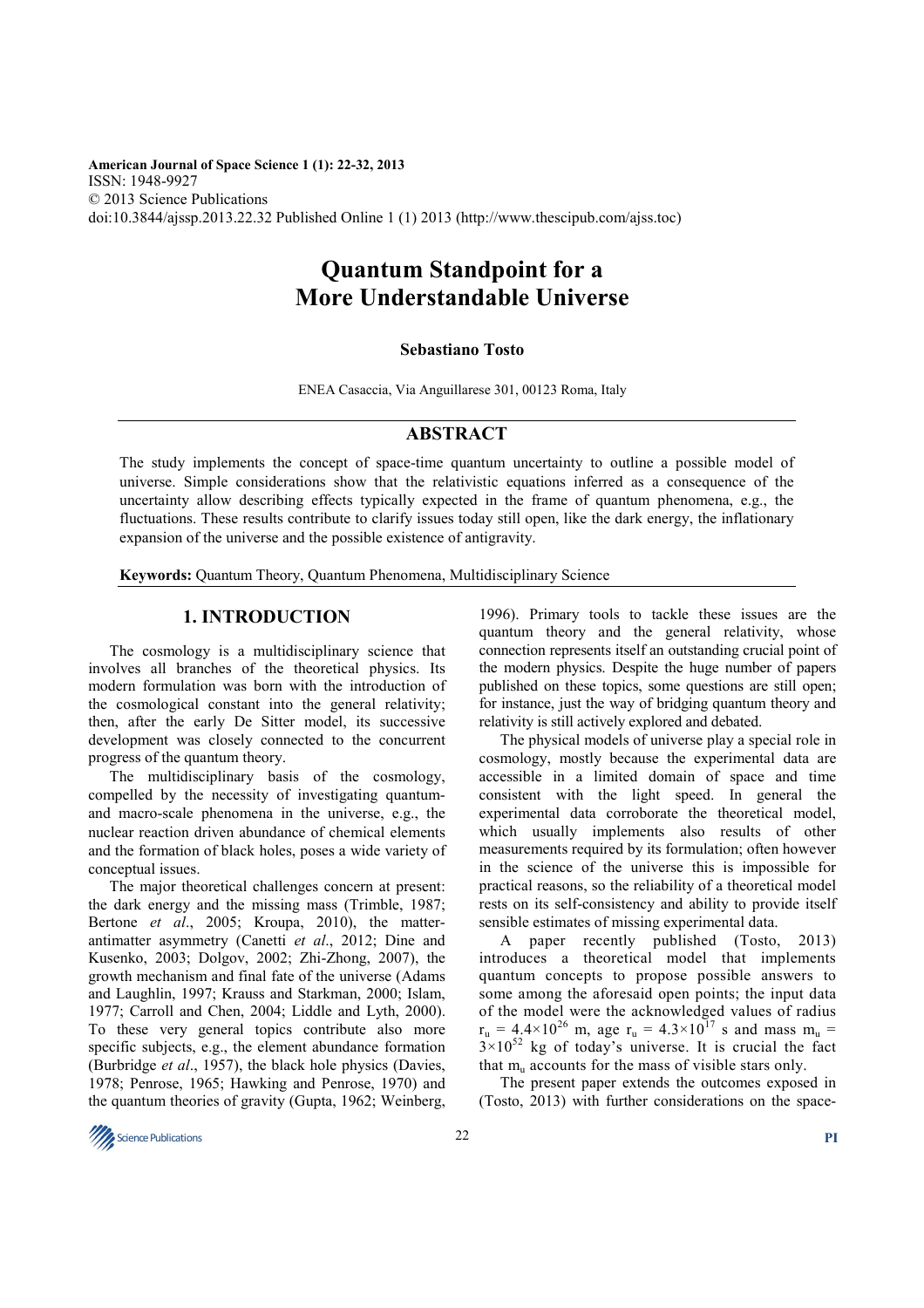American Journal of Space Science 1 (1): 22-32, 2013
ISSN: 1948-9927
© 2013 Science Publications
doi:10.3844/ajssp.2013.22.32 Published Online 1 (1) 2013 (http://www.thescipub.com/ajss.toc)

# Quantum Standpoint for a More Understandable Universe

**Sebastiano Tosto**

ENEA Casaccia, Via Anguillarese 301, 00123 Roma, Italy

## ABSTRACT

The study implements the concept of space-time quantum uncertainty to outline a possible model of universe. Simple considerations show that the relativistic equations inferred as a consequence of the uncertainty allow describing effects typically expected in the frame of quantum phenomena, e.g., the fluctuations. These results contribute to clarify issues today still open, like the dark energy, the inflationary expansion of the universe and the possible existence of antigravity.

**Keywords:** Quantum Theory, Quantum Phenomena, Multidisciplinary Science

## 1. INTRODUCTION

The cosmology is a multidisciplinary science that involves all branches of the theoretical physics. Its modern formulation was born with the introduction of the cosmological constant into the general relativity; then, after the early De Sitter model, its successive development was closely connected to the concurrent progress of the quantum theory.

The multidisciplinary basis of the cosmology, compelled by the necessity of investigating quantum- and macro-scale phenomena in the universe, e.g., the nuclear reaction driven abundance of chemical elements and the formation of black holes, poses a wide variety of conceptual issues.

The major theoretical challenges concern at present: the dark energy and the missing mass (Trimble, 1987; Bertone *et al*., 2005; Kroupa, 2010), the matter-antimatter asymmetry (Canetti *et al*., 2012; Dine and Kusenko, 2003; Dolgov, 2002; Zhi-Zhong, 2007), the growth mechanism and final fate of the universe (Adams and Laughlin, 1997; Krauss and Starkman, 2000; Islam, 1977; Carroll and Chen, 2004; Liddle and Lyth, 2000). To these very general topics contribute also more specific subjects, e.g., the element abundance formation (Burbridge *et al*., 1957), the black hole physics (Davies, 1978; Penrose, 1965; Hawking and Penrose, 1970) and the quantum theories of gravity (Gupta, 1962; Weinberg, 1996). Primary tools to tackle these issues are the quantum theory and the general relativity, whose connection represents itself an outstanding crucial point of the modern physics. Despite the huge number of papers published on these topics, some questions are still open; for instance, just the way of bridging quantum theory and relativity is still actively explored and debated.

The physical models of universe play a special role in cosmology, mostly because the experimental data are accessible in a limited domain of space and time consistent with the light speed. In general the experimental data corroborate the theoretical model, which usually implements also results of other measurements required by its formulation; often however in the science of the universe this is impossible for practical reasons, so the reliability of a theoretical model rests on its self-consistency and ability to provide itself sensible estimates of missing experimental data.

A paper recently published (Tosto, 2013) introduces a theoretical model that implements quantum concepts to propose possible answers to some among the aforesaid open points; the input data of the model were the acknowledged values of radius $r_u = 4.4\times10^{26}$ m, age $r_u = 4.3\times10^{17}$ s and mass $m_u = 3\times10^{52}$ kg of today's universe. It is crucial the fact that $m_u$ accounts for the mass of visible stars only.

The present paper extends the outcomes exposed in (Tosto, 2013) with further considerations on the space-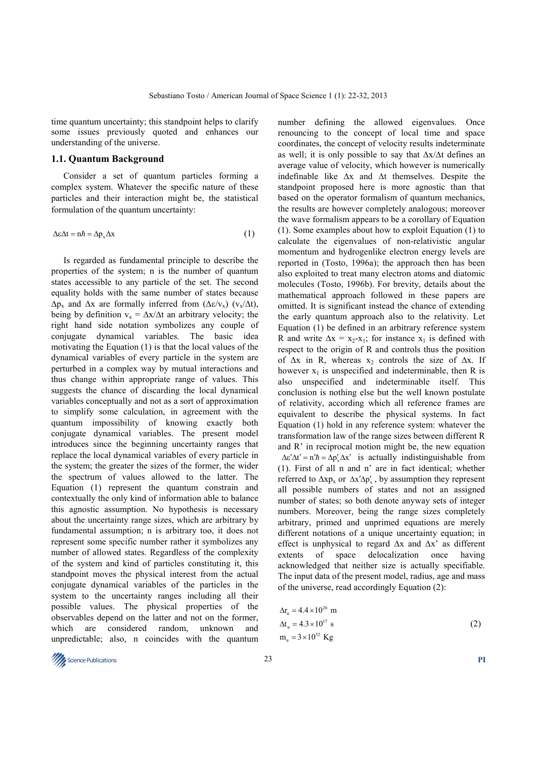time quantum uncertainty; this standpoint helps to clarify some issues previously quoted and enhances our understanding of the universe.

### 1.1. Quantum Background

Consider a set of quantum particles forming a complex system. Whatever the specific nature of these particles and their interaction might be, the statistical formulation of the quantum uncertainty:

$$\Delta\varepsilon\Delta t = n\hbar = \Delta p_x \Delta x \tag{1}$$

Is regarded as fundamental principle to describe the properties of the system; n is the number of quantum states accessible to any particle of the set. The second equality holds with the same number of states because $\Delta p_x$ and $\Delta x$ are formally inferred from $(\Delta\varepsilon/v_x)$ $(v_x/\Delta t)$, being by definition $v_x = \Delta x/\Delta t$ an arbitrary velocity; the right hand side notation symbolizes any couple of conjugate dynamical variables. The basic idea motivating the Equation (1) is that the local values of the dynamical variables of every particle in the system are perturbed in a complex way by mutual interactions and thus change within appropriate range of values. This suggests the chance of discarding the local dynamical variables conceptually and not as a sort of approximation to simplify some calculation, in agreement with the quantum impossibility of knowing exactly both conjugate dynamical variables. The present model introduces since the beginning uncertainty ranges that replace the local dynamical variables of every particle in the system; the greater the sizes of the former, the wider the spectrum of values allowed to the latter. The Equation (1) represent the quantum constrain and contextually the only kind of information able to balance this agnostic assumption. No hypothesis is necessary about the uncertainty range sizes, which are arbitrary by fundamental assumption; n is arbitrary too, it does not represent some specific number rather it symbolizes any number of allowed states. Regardless of the complexity of the system and kind of particles constituting it, this standpoint moves the physical interest from the actual conjugate dynamical variables of the particles in the system to the uncertainty ranges including all their possible values. The physical properties of the observables depend on the latter and not on the former, which are considered random, unknown and unpredictable; also, n coincides with the quantum number defining the allowed eigenvalues. Once renouncing to the concept of local time and space coordinates, the concept of velocity results indeterminate as well; it is only possible to say that $\Delta x/\Delta t$ defines an average value of velocity, which however is numerically indefinable like $\Delta x$ and $\Delta t$ themselves. Despite the standpoint proposed here is more agnostic than that based on the operator formalism of quantum mechanics, the results are however completely analogous; moreover the wave formalism appears to be a corollary of Equation (1). Some examples about how to exploit Equation (1) to calculate the eigenvalues of non-relativistic angular momentum and hydrogenlike electron energy levels are reported in (Tosto, 1996a); the approach then has been also exploited to treat many electron atoms and diatomic molecules (Tosto, 1996b). For brevity, details about the mathematical approach followed in these papers are omitted. It is significant instead the chance of extending the early quantum approach also to the relativity. Let Equation (1) be defined in an arbitrary reference system R and write $\Delta x = x_2 - x_1$; for instance $x_1$ is defined with respect to the origin of R and controls thus the position of $\Delta x$ in R, whereas $x_2$ controls the size of $\Delta x$. If however $x_1$ is unspecified and indeterminable, then R is also unspecified and indeterminable itself. This conclusion is nothing else but the well known postulate of relativity, according which all reference frames are equivalent to describe the physical systems. In fact Equation (1) hold in any reference system: whatever the transformation law of the range sizes between different R and R' in reciprocal motion might be, the new equation $\Delta\varepsilon'\Delta t' = n'\hbar = \Delta p'_x \Delta x'$ is actually indistinguishable from (1). First of all n and n' are in fact identical; whether referred to $\Delta x p_x$ or $\Delta x' \Delta p'_x$, by assumption they represent all possible numbers of states and not an assigned number of states; so both denote anyway sets of integer numbers. Moreover, being the range sizes completely arbitrary, primed and unprimed equations are merely different notations of a unique uncertainty equation; in effect is unphysical to regard $\Delta x$ and $\Delta x'$ as different extents of space delocalization once having acknowledged that neither size is actually specifiable. The input data of the present model, radius, age and mass of the universe, read accordingly Equation (2):

$$\begin{aligned} \Delta r_u &= 4.4 \times 10^{26} \text{ m} \\ \Delta t_u &= 4.3 \times 10^{17} \text{ s} \\ m_u &= 3 \times 10^{52} \text{ Kg} \end{aligned} \tag{2}$$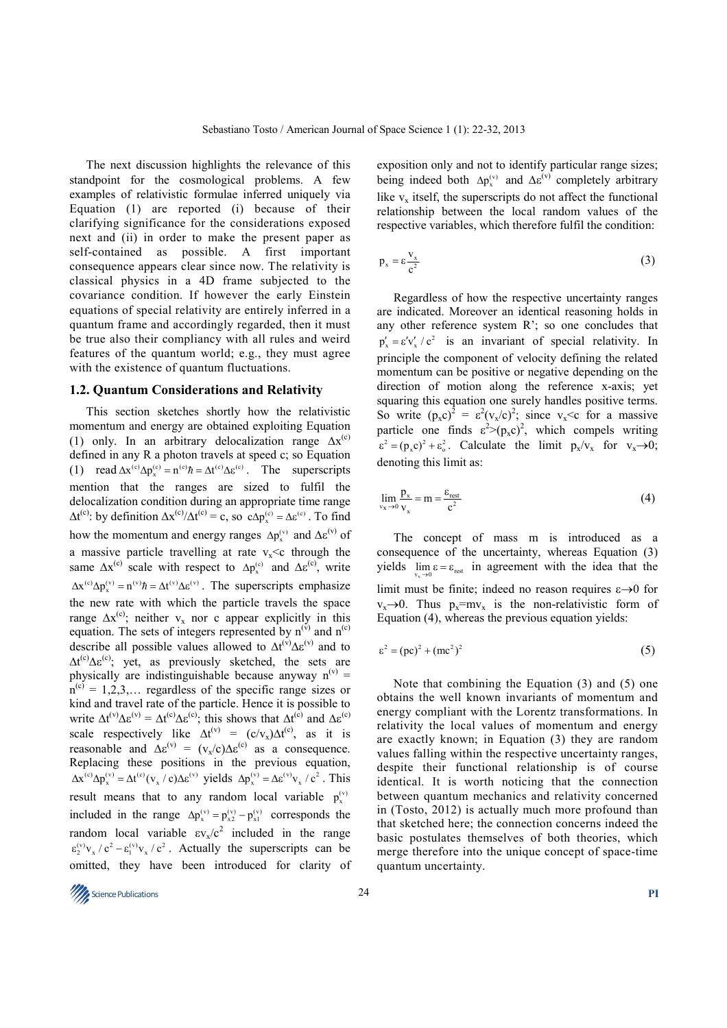The next discussion highlights the relevance of this standpoint for the cosmological problems. A few examples of relativistic formulae inferred uniquely via Equation (1) are reported (i) because of their clarifying significance for the considerations exposed next and (ii) in order to make the present paper as self-contained as possible. A first important consequence appears clear since now. The relativity is classical physics in a 4D frame subjected to the covariance condition. If however the early Einstein equations of special relativity are entirely inferred in a quantum frame and accordingly regarded, then it must be true also their compliancy with all rules and weird features of the quantum world; e.g., they must agree with the existence of quantum fluctuations.

### 1.2. Quantum Considerations and Relativity

This section sketches shortly how the relativistic momentum and energy are obtained exploiting Equation (1) only. In an arbitrary delocalization range $\Delta x^{(c)}$ defined in any R a photon travels at speed c; so Equation (1) read $\Delta x^{(c)}\Delta p_x^{(c)} = n^{(c)}\hbar = \Delta t^{(c)}\Delta\varepsilon^{(c)}$. The superscripts mention that the ranges are sized to fulfil the delocalization condition during an appropriate time range $\Delta t^{(c)}$: by definition $\Delta x^{(c)}/\Delta t^{(c)} = c$, so $c\Delta p_x^{(c)} = \Delta\varepsilon^{(c)}$. To find how the momentum and energy ranges $\Delta p_x^{(v)}$ and $\Delta\varepsilon^{(v)}$ of a massive particle travelling at rate $v_x<c$ through the same $\Delta x^{(c)}$ scale with respect to $\Delta p_x^{(c)}$ and $\Delta\varepsilon^{(c)}$, write $\Delta x^{(c)}\Delta p_x^{(v)} = n^{(v)}\hbar = \Delta t^{(v)}\Delta\varepsilon^{(v)}$. The superscripts emphasize the new rate with which the particle travels the space range $\Delta x^{(c)}$; neither $v_x$ nor c appear explicitly in this equation. The sets of integers represented by $n^{(v)}$ and $n^{(c)}$ describe all possible values allowed to $\Delta t^{(v)}\Delta\varepsilon^{(v)}$ and to $\Delta t^{(c)}\Delta\varepsilon^{(c)}$; yet, as previously sketched, the sets are physically are indistinguishable because anyway $n^{(v)} = n^{(c)} = 1,2,3,\ldots$ regardless of the specific range sizes or kind and travel rate of the particle. Hence it is possible to write $\Delta t^{(v)}\Delta\varepsilon^{(v)} = \Delta t^{(c)}\Delta\varepsilon^{(c)}$; this shows that $\Delta t^{(c)}$ and $\Delta\varepsilon^{(c)}$ scale respectively like $\Delta t^{(v)} = (c/v_x)\Delta t^{(c)}$, as it is reasonable and $\Delta\varepsilon^{(v)} = (v_x/c)\Delta\varepsilon^{(c)}$ as a consequence. Replacing these positions in the previous equation, $\Delta x^{(c)}\Delta p_x^{(v)} = \Delta t^{(c)}(v_x/c)\Delta\varepsilon^{(v)}$ yields $\Delta p_x^{(v)} = \Delta\varepsilon^{(v)}v_x/c^2$. This result means that to any random local variable $p_x^{(v)}$ included in the range $\Delta p_x^{(v)} = p_{x2}^{(v)} - p_{x1}^{(v)}$ corresponds the random local variable $\varepsilon v_x/c^2$ included in the range $\varepsilon_2^{(v)}v_x/c^2 - \varepsilon_1^{(v)}v_x/c^2$. Actually the superscripts can be omitted, they have been introduced for clarity of exposition only and not to identify particular range sizes; being indeed both $\Delta p_x^{(v)}$ and $\Delta\varepsilon^{(v)}$ completely arbitrary like $v_x$ itself, the superscripts do not affect the functional relationship between the local random values of the respective variables, which therefore fulfil the condition:

$$p_x = \varepsilon\frac{v_x}{c^2} \tag{3}$$

Regardless of how the respective uncertainty ranges are indicated. Moreover an identical reasoning holds in any other reference system R'; so one concludes that $p'_x = \varepsilon' v'_x/c^2$ is an invariant of special relativity. In principle the component of velocity defining the related momentum can be positive or negative depending on the direction of motion along the reference x-axis; yet squaring this equation one surely handles positive terms. So write $(p_xc)^2 = \varepsilon^2(v_x/c)^2$; since $v_x<c$ for a massive particle one finds $\varepsilon^2>(p_xc)^2$, which compels writing $\varepsilon^2 = (p_xc)^2 + \varepsilon_o^2$. Calculate the limit $p_x/v_x$ for $v_x\to 0$; denoting this limit as:

$$\lim_{v_x\to 0}\frac{p_x}{v_x} = m = \frac{\varepsilon_{rest}}{c^2} \tag{4}$$

The concept of mass m is introduced as a consequence of the uncertainty, whereas Equation (3) yields $\lim_{v_x\to 0}\varepsilon = \varepsilon_{rest}$ in agreement with the idea that the limit must be finite; indeed no reason requires $\varepsilon\to 0$ for $v_x\to 0$. Thus $p_x=mv_x$ is the non-relativistic form of Equation (4), whereas the previous equation yields:

$$\varepsilon^2 = (pc)^2 + (mc^2)^2 \tag{5}$$

Note that combining the Equation (3) and (5) one obtains the well known invariants of momentum and energy compliant with the Lorentz transformations. In relativity the local values of momentum and energy are exactly known; in Equation (3) they are random values falling within the respective uncertainty ranges, despite their functional relationship is of course identical. It is worth noticing that the connection between quantum mechanics and relativity concerned in (Tosto, 2012) is actually much more profound than that sketched here; the connection concerns indeed the basic postulates themselves of both theories, which merge therefore into the unique concept of space-time quantum uncertainty.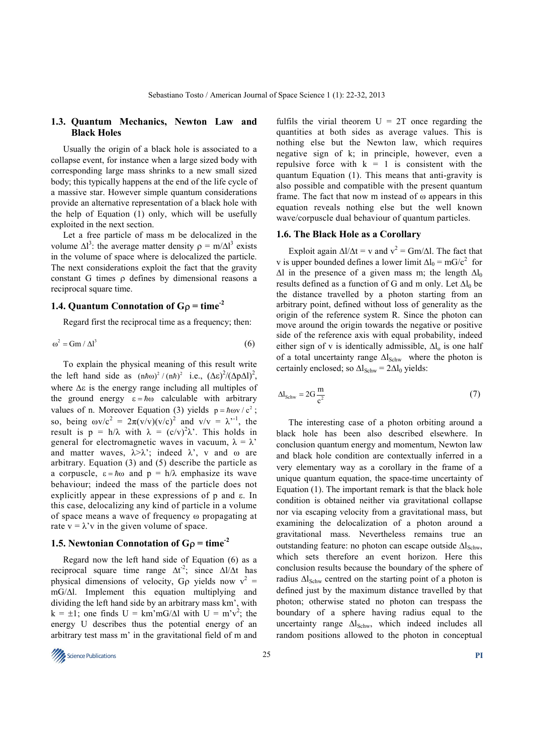### 1.3. Quantum Mechanics, Newton Law and Black Holes

Usually the origin of a black hole is associated to a collapse event, for instance when a large sized body with corresponding large mass shrinks to a new small sized body; this typically happens at the end of the life cycle of a massive star. However simple quantum considerations provide an alternative representation of a black hole with the help of Equation (1) only, which will be usefully exploited in the next section.

Let a free particle of mass m be delocalized in the volume $\Delta l^3$: the average matter density $\rho = m/\Delta l^3$ exists in the volume of space where is delocalized the particle. The next considerations exploit the fact that the gravity constant G times $\rho$ defines by dimensional reasons a reciprocal square time.

### 1.4. Quantum Connotation of $G\rho = \text{time}^{-2}$

Regard first the reciprocal time as a frequency; then:

$$\omega^2 = Gm / \Delta l^3 \tag{6}$$

To explain the physical meaning of this result write the left hand side as $(n\hbar\omega)^2/(n\hbar)^2$ i.e., $(\Delta\varepsilon)^2/(\Delta p \Delta l)^2$, where $\Delta\varepsilon$ is the energy range including all multiples of the ground energy $\varepsilon = \hbar\omega$ calculable with arbitrary values of n. Moreover Equation (3) yields $p = \hbar\omega v/c^2$; so, being $\omega v/c^2 = 2\pi(v/v)(v/c)^2$ and $v/v = \lambda'^{-1}$, the result is $p = h/\lambda$ with $\lambda = (c/v)^2\lambda'$. This holds in general for electromagnetic waves in vacuum, $\lambda = \lambda'$ and matter waves, $\lambda > \lambda'$; indeed $\lambda'$, v and $\omega$ are arbitrary. Equation (3) and (5) describe the particle as a corpuscle, $\varepsilon = \hbar\omega$ and $p = h/\lambda$ emphasize its wave behaviour; indeed the mass of the particle does not explicitly appear in these expressions of p and $\varepsilon$. In this case, delocalizing any kind of particle in a volume of space means a wave of frequency $\omega$ propagating at rate $v = \lambda' v$ in the given volume of space.

### 1.5. Newtonian Connotation of $G\rho = \text{time}^{-2}$

Regard now the left hand side of Equation (6) as a reciprocal square time range $\Delta t^{-2}$; since $\Delta l/\Delta t$ has physical dimensions of velocity, $G\rho$ yields now $v^2 = mG/\Delta l$. Implement this equation multiplying and dividing the left hand side by an arbitrary mass km', with $k = \pm 1$; one finds $U = km'mG/\Delta l$ with $U = m'v^2$; the energy U describes thus the potential energy of an arbitrary test mass m' in the gravitational field of m and fulfils the virial theorem $U = 2T$ once regarding the quantities at both sides as average values. This is nothing else but the Newton law, which requires negative sign of k; in principle, however, even a repulsive force with $k = 1$ is consistent with the quantum Equation (1). This means that anti-gravity is also possible and compatible with the present quantum frame. The fact that now m instead of $\omega$ appears in this equation reveals nothing else but the well known wave/corpuscle dual behaviour of quantum particles.

### 1.6. The Black Hole as a Corollary

Exploit again $\Delta l/\Delta t = v$ and $v^2 = Gm/\Delta l$. The fact that v is upper bounded defines a lower limit $\Delta l_0 = mG/c^2$ for $\Delta l$ in the presence of a given mass m; the length $\Delta l_0$ results defined as a function of G and m only. Let $\Delta l_0$ be the distance travelled by a photon starting from an arbitrary point, defined without loss of generality as the origin of the reference system R. Since the photon can move around the origin towards the negative or positive side of the reference axis with equal probability, indeed either sign of v is identically admissible, $\Delta l_o$ is one half of a total uncertainty range $\Delta l_{Schw}$ where the photon is certainly enclosed; so $\Delta l_{Schw} = 2\Delta l_0$ yields:

$$\Delta l_{Schw} = 2G\frac{m}{c^2} \tag{7}$$

The interesting case of a photon orbiting around a black hole has been also described elsewhere. In conclusion quantum energy and momentum, Newton law and black hole condition are contextually inferred in a very elementary way as a corollary in the frame of a unique quantum equation, the space-time uncertainty of Equation (1). The important remark is that the black hole condition is obtained neither via gravitational collapse nor via escaping velocity from a gravitational mass, but examining the delocalization of a photon around a gravitational mass. Nevertheless remains true an outstanding feature: no photon can escape outside $\Delta l_{Schw}$, which sets therefore an event horizon. Here this conclusion results because the boundary of the sphere of radius $\Delta l_{Schw}$ centred on the starting point of a photon is defined just by the maximum distance travelled by that photon; otherwise stated no photon can trespass the boundary of a sphere having radius equal to the uncertainty range $\Delta l_{Schw}$, which indeed includes all random positions allowed to the photon in conceptual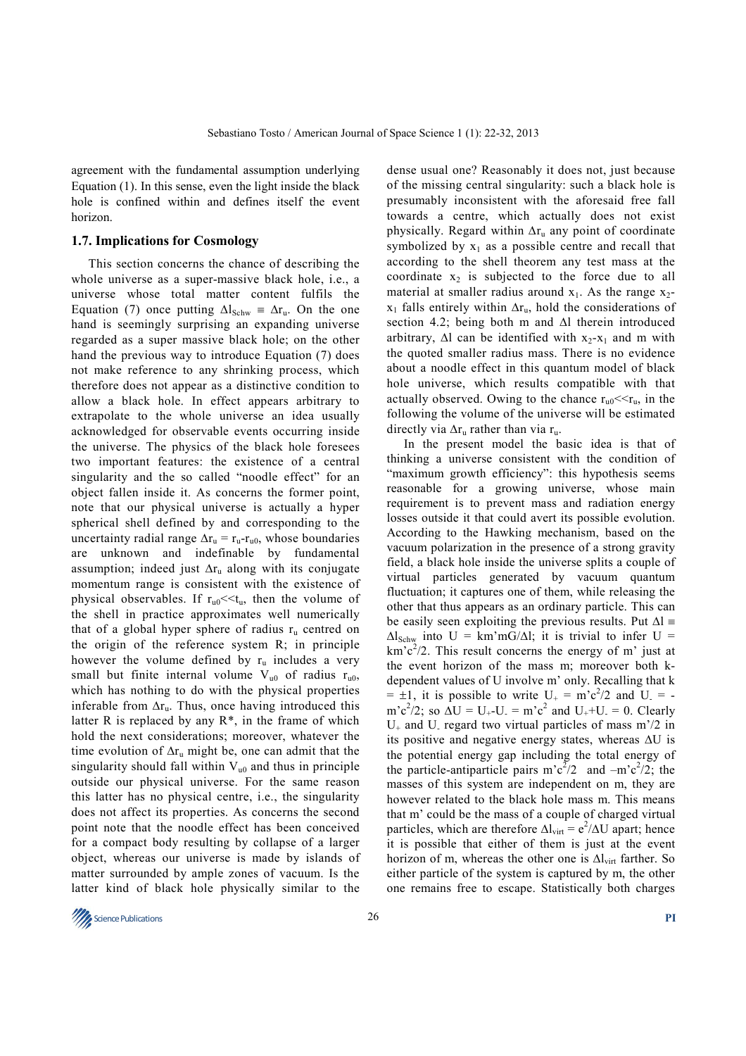agreement with the fundamental assumption underlying Equation (1). In this sense, even the light inside the black hole is confined within and defines itself the event horizon.

### 1.7. Implications for Cosmology

This section concerns the chance of describing the whole universe as a super-massive black hole, i.e., a universe whose total matter content fulfils the Equation (7) once putting $\Delta l_{Schw} \equiv \Delta r_u$. On the one hand is seemingly surprising an expanding universe regarded as a super massive black hole; on the other hand the previous way to introduce Equation (7) does not make reference to any shrinking process, which therefore does not appear as a distinctive condition to allow a black hole. In effect appears arbitrary to extrapolate to the whole universe an idea usually acknowledged for observable events occurring inside the universe. The physics of the black hole foresees two important features: the existence of a central singularity and the so called "noodle effect" for an object fallen inside it. As concerns the former point, note that our physical universe is actually a hyper spherical shell defined by and corresponding to the uncertainty radial range $\Delta r_u = r_u$-$r_{u0}$, whose boundaries are unknown and indefinable by fundamental assumption; indeed just $\Delta r_u$ along with its conjugate momentum range is consistent with the existence of physical observables. If $r_{u0}$<<$t_u$, then the volume of the shell in practice approximates well numerically that of a global hyper sphere of radius $r_u$ centred on the origin of the reference system R; in principle however the volume defined by $r_u$ includes a very small but finite internal volume $V_{u0}$ of radius $r_{u0}$, which has nothing to do with the physical properties inferable from $\Delta r_u$. Thus, once having introduced this latter R is replaced by any R*, in the frame of which hold the next considerations; moreover, whatever the time evolution of $\Delta r_u$ might be, one can admit that the singularity should fall within $V_{u0}$ and thus in principle outside our physical universe. For the same reason this latter has no physical centre, i.e., the singularity does not affect its properties. As concerns the second point note that the noodle effect has been conceived for a compact body resulting by collapse of a larger object, whereas our universe is made by islands of matter surrounded by ample zones of vacuum. Is the latter kind of black hole physically similar to the dense usual one? Reasonably it does not, just because of the missing central singularity: such a black hole is presumably inconsistent with the aforesaid free fall towards a centre, which actually does not exist physically. Regard within $\Delta r_u$ any point of coordinate symbolized by $x_1$ as a possible centre and recall that according to the shell theorem any test mass at the coordinate $x_2$ is subjected to the force due to all material at smaller radius around $x_1$. As the range $x_2$-$x_1$ falls entirely within $\Delta r_u$, hold the considerations of section 4.2; being both m and $\Delta l$ therein introduced arbitrary, $\Delta l$ can be identified with $x_2$-$x_1$ and m with the quoted smaller radius mass. There is no evidence about a noodle effect in this quantum model of black hole universe, which results compatible with that actually observed. Owing to the chance $r_{u0}$<<$r_u$, in the following the volume of the universe will be estimated directly via $\Delta r_u$ rather than via $r_u$.

In the present model the basic idea is that of thinking a universe consistent with the condition of "maximum growth efficiency": this hypothesis seems reasonable for a growing universe, whose main requirement is to prevent mass and radiation energy losses outside it that could avert its possible evolution. According to the Hawking mechanism, based on the vacuum polarization in the presence of a strong gravity field, a black hole inside the universe splits a couple of virtual particles generated by vacuum quantum fluctuation; it captures one of them, while releasing the other that thus appears as an ordinary particle. This can be easily seen exploiting the previous results. Put $\Delta l \equiv \Delta l_{Schw}$ into $U = km'mG/\Delta l$; it is trivial to infer $U = km'c^2/2$. This result concerns the energy of m' just at the event horizon of the mass m; moreover both k-dependent values of U involve m' only. Recalling that $k = \pm 1$, it is possible to write $U_+ = m'c^2/2$ and $U_- = -m'c^2/2$; so $\Delta U = U_+$-$U_- = m'c^2$ and $U_+$+$U_- = 0$. Clearly $U_+$ and $U_-$ regard two virtual particles of mass m'/2 in its positive and negative energy states, whereas $\Delta U$ is the potential energy gap including the total energy of the particle-antiparticle pairs $m'c^2/2$ and $-m'c^2/2$; the masses of this system are independent on m, they are however related to the black hole mass m. This means that m' could be the mass of a couple of charged virtual particles, which are therefore $\Delta l_{virt} = e^2/\Delta U$ apart; hence it is possible that either of them is just at the event horizon of m, whereas the other one is $\Delta l_{virt}$ farther. So either particle of the system is captured by m, the other one remains free to escape. Statistically both charges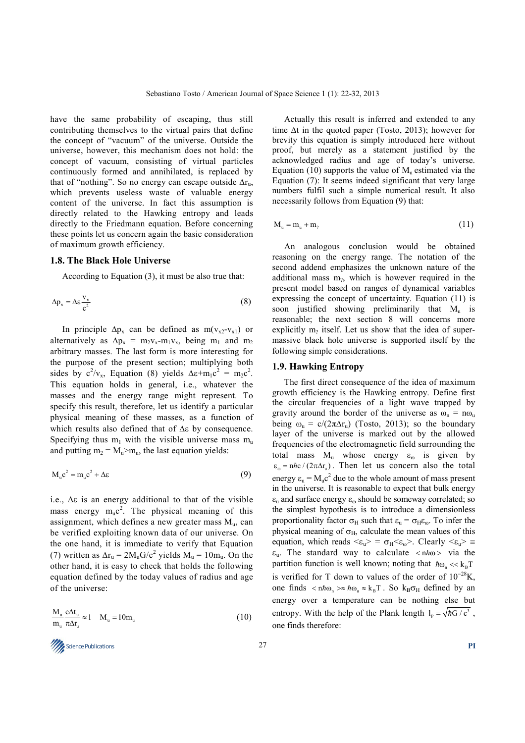have the same probability of escaping, thus still contributing themselves to the virtual pairs that define the concept of "vacuum" of the universe. Outside the universe, however, this mechanism does not hold: the concept of vacuum, consisting of virtual particles continuously formed and annihilated, is replaced by that of "nothing". So no energy can escape outside $\Delta r_u$, which prevents useless waste of valuable energy content of the universe. In fact this assumption is directly related to the Hawking entropy and leads directly to the Friedmann equation. Before concerning these points let us concern again the basic consideration of maximum growth efficiency.

### 1.8. The Black Hole Universe

According to Equation (3), it must be also true that:

$$\Delta p_x = \Delta\varepsilon \frac{v_x}{c^2} \tag{8}$$

In principle $\Delta p_x$ can be defined as $m(v_{x2}-v_{x1})$ or alternatively as $\Delta p_x = m_2v_x - m_1v_x$, being $m_1$ and $m_2$ arbitrary masses. The last form is more interesting for the purpose of the present section; multiplying both sides by $c^2/v_x$, Equation (8) yields $\Delta\varepsilon + m_1c^2 = m_2c^2$. This equation holds in general, i.e., whatever the masses and the energy range might represent. To specify this result, therefore, let us identify a particular physical meaning of these masses, as a function of which results also defined that of $\Delta\varepsilon$ by consequence. Specifying thus $m_1$ with the visible universe mass $m_u$ and putting $m_2 = M_u > m_u$, the last equation yields:

$$M_uc^2 = m_uc^2 + \Delta\varepsilon \tag{9}$$

i.e., $\Delta\varepsilon$ is an energy additional to that of the visible mass energy $m_uc^2$. The physical meaning of this assignment, which defines a new greater mass $M_u$, can be verified exploiting known data of our universe. On the one hand, it is immediate to verify that Equation (7) written as $\Delta r_u = 2M_uG/c^2$ yields $M_u = 10m_u$. On the other hand, it is easy to check that holds the following equation defined by the today values of radius and age of the universe:

$$\frac{M_u}{m_u}\frac{c\Delta t_u}{\pi\Delta r_u} \approx 1 \quad M_u = 10m_u \tag{10}$$

Actually this result is inferred and extended to any time $\Delta t$ in the quoted paper (Tosto, 2013); however for brevity this equation is simply introduced here without proof, but merely as a statement justified by the acknowledged radius and age of today's universe. Equation (10) supports the value of $M_u$ estimated via the Equation (7): It seems indeed significant that very large numbers fulfil such a simple numerical result. It also necessarily follows from Equation (9) that:

$$M_u = m_u + m_? \tag{11}$$

An analogous conclusion would be obtained reasoning on the energy range. The notation of the second addend emphasizes the unknown nature of the additional mass $m_?$, which is however required in the present model based on ranges of dynamical variables expressing the concept of uncertainty. Equation (11) is soon justified showing preliminarily that $M_u$ is reasonable; the next section 8 will concerns more explicitly $m_?$ itself. Let us show that the idea of super-massive black hole universe is supported itself by the following simple considerations.

### 1.9. Hawking Entropy

The first direct consequence of the idea of maximum growth efficiency is the Hawking entropy. Define first the circular frequencies of a light wave trapped by gravity around the border of the universe as $\omega_n = n\omega_u$ being $\omega_u = c/(2\pi\Delta r_u)$ (Tosto, 2013); so the boundary layer of the universe is marked out by the allowed frequencies of the electromagnetic field surrounding the total mass $M_u$ whose energy $\varepsilon_\omega$ is given by $\varepsilon_\omega = n\hbar c/(2\pi\Delta r_u)$. Then let us concern also the total energy $\varepsilon_u = M_uc^2$ due to the whole amount of mass present in the universe. It is reasonable to expect that bulk energy $\varepsilon_u$ and surface energy $\varepsilon_\omega$ should be someway correlated; so the simplest hypothesis is to introduce a dimensionless proportionality factor $\sigma_H$ such that $\varepsilon_u = \sigma_H\varepsilon_\omega$. To infer the physical meaning of $\sigma_H$, calculate the mean values of this equation, which reads $<\varepsilon_u> = \sigma_H<\varepsilon_\omega>$. Clearly $<\varepsilon_u> \equiv \varepsilon_u$. The standard way to calculate $<n\hbar\omega>$ via the partition function is well known; noting that $\hbar\omega_n << k_BT$ is verified for T down to values of the order of $10^{-28}$K, one finds $<n\hbar\omega_n> \approx \hbar\omega_u \approx k_BT$. So $k_B\sigma_H$ defined by an energy over a temperature can be nothing else but entropy. With the help of the Plank length $l_P = \sqrt{\hbar G/c^3}$, one finds therefore: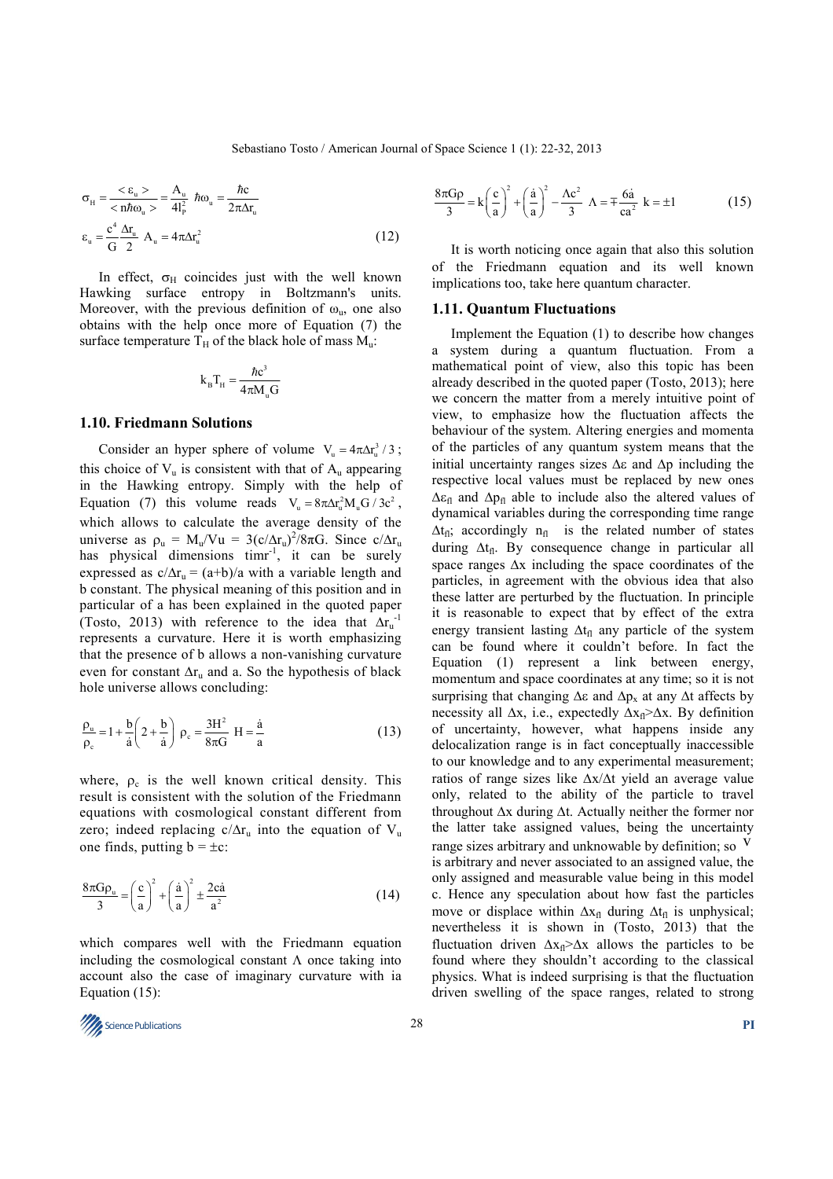$$\sigma_H = \frac{<\varepsilon_u>}{<n\hbar\omega_u>} = \frac{A_u}{4l_P^2} \quad \hbar\omega_u = \frac{\hbar c}{2\pi\Delta r_u}$$

$$\varepsilon_u = \frac{c^4}{G}\frac{\Delta r_u}{2} \quad A_u = 4\pi\Delta r_u^2 \tag{12}$$

In effect, $\sigma_H$ coincides just with the well known Hawking surface entropy in Boltzmann's units. Moreover, with the previous definition of $\omega_u$, one also obtains with the help once more of Equation (7) the surface temperature $T_H$ of the black hole of mass $M_u$:

$$k_B T_H = \frac{\hbar c^3}{4\pi M_u G}$$

### 1.10. Friedmann Solutions

Consider an hyper sphere of volume $V_u = 4\pi\Delta r_u^3/3$; this choice of $V_u$ is consistent with that of $A_u$ appearing in the Hawking entropy. Simply with the help of Equation (7) this volume reads $V_u = 8\pi\Delta r_u^2 M_u G/3c^2$, which allows to calculate the average density of the universe as $\rho_u = M_u/Vu = 3(c/\Delta r_u)^2/8\pi G$. Since $c/\Delta r_u$ has physical dimensions timr$^{-1}$, it can be surely expressed as $c/\Delta r_u = (a+b)/a$ with a variable length and b constant. The physical meaning of this position and in particular of a has been explained in the quoted paper (Tosto, 2013) with reference to the idea that $\Delta r_u^{-1}$ represents a curvature. Here it is worth emphasizing that the presence of b allows a non-vanishing curvature even for constant $\Delta r_u$ and a. So the hypothesis of black hole universe allows concluding:

$$\frac{\rho_u}{\rho_c} = 1 + \frac{b}{\dot{a}}\left(2 + \frac{b}{\dot{a}}\right) \quad \rho_c = \frac{3H^2}{8\pi G} \quad H = \frac{\dot{a}}{a} \tag{13}$$

where, $\rho_c$ is the well known critical density. This result is consistent with the solution of the Friedmann equations with cosmological constant different from zero; indeed replacing $c/\Delta r_u$ into the equation of $V_u$ one finds, putting $b = \pm c$:

$$\frac{8\pi G\rho_u}{3} = \left(\frac{c}{a}\right)^2 + \left(\frac{\dot{a}}{a}\right)^2 \pm \frac{2c\dot{a}}{a^2} \tag{14}$$

which compares well with the Friedmann equation including the cosmological constant $\Lambda$ once taking into account also the case of imaginary curvature with ia Equation (15):

$$\frac{8\pi G\rho}{3} = k\left(\frac{c}{a}\right)^2 + \left(\frac{\dot{a}}{a}\right)^2 - \frac{\Lambda c^2}{3} \quad \Lambda = \mp\frac{6\dot{a}}{ca^2} \quad k = \pm 1 \tag{15}$$

It is worth noticing once again that also this solution of the Friedmann equation and its well known implications too, take here quantum character.

### 1.11. Quantum Fluctuations

Implement the Equation (1) to describe how changes a system during a quantum fluctuation. From a mathematical point of view, also this topic has been already described in the quoted paper (Tosto, 2013); here we concern the matter from a merely intuitive point of view, to emphasize how the fluctuation affects the behaviour of the system. Altering energies and momenta of the particles of any quantum system means that the initial uncertainty ranges sizes $\Delta\varepsilon$ and $\Delta p$ including the respective local values must be replaced by new ones $\Delta\varepsilon_{fl}$ and $\Delta p_{fl}$ able to include also the altered values of dynamical variables during the corresponding time range $\Delta t_{fl}$; accordingly $n_{fl}$ is the related number of states during $\Delta t_{fl}$. By consequence change in particular all space ranges $\Delta x$ including the space coordinates of the particles, in agreement with the obvious idea that also these latter are perturbed by the fluctuation. In principle it is reasonable to expect that by effect of the extra energy transient lasting $\Delta t_{fl}$ any particle of the system can be found where it couldn't before. In fact the Equation (1) represent a link between energy, momentum and space coordinates at any time; so it is not surprising that changing $\Delta\varepsilon$ and $\Delta p_x$ at any $\Delta t$ affects by necessity all $\Delta x$, i.e., expectedly $\Delta x_{fl} > \Delta x$. By definition of uncertainty, however, what happens inside any delocalization range is in fact conceptually inaccessible to our knowledge and to any experimental measurement; ratios of range sizes like $\Delta x/\Delta t$ yield an average value only, related to the ability of the particle to travel throughout $\Delta x$ during $\Delta t$. Actually neither the former nor the latter take assigned values, being the uncertainty range sizes arbitrary and unknowable by definition; so V is arbitrary and never associated to an assigned value, the only assigned and measurable value being in this model c. Hence any speculation about how fast the particles move or displace within $\Delta x_{fl}$ during $\Delta t_{fl}$ is unphysical; nevertheless it is shown in (Tosto, 2013) that the fluctuation driven $\Delta x_{fl} > \Delta x$ allows the particles to be found where they shouldn't according to the classical physics. What is indeed surprising is that the fluctuation driven swelling of the space ranges, related to strong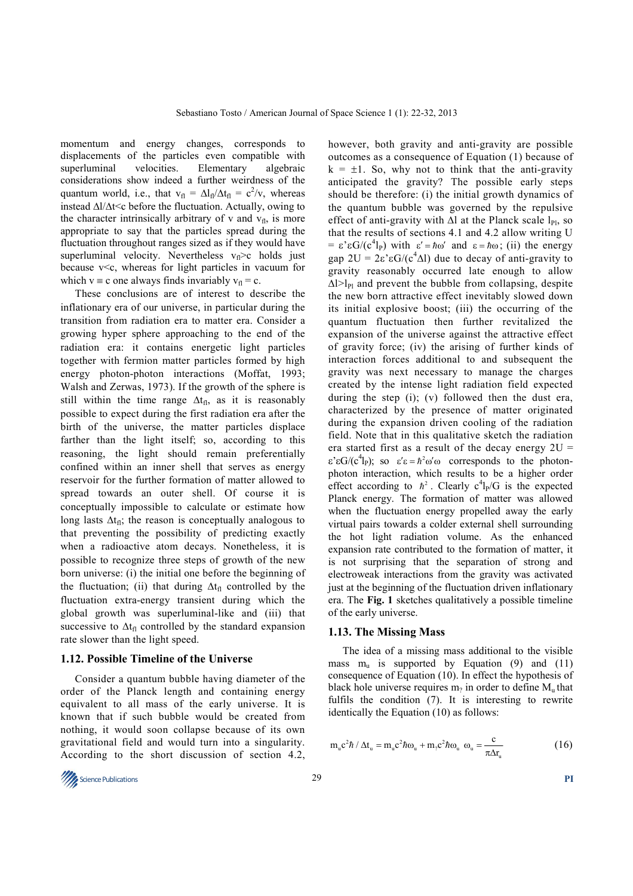momentum and energy changes, corresponds to displacements of the particles even compatible with superluminal velocities. Elementary algebraic considerations show indeed a further weirdness of the quantum world, i.e., that $v_{fl} = \Delta l_{fl}/\Delta t_{fl} = c^2/v$, whereas instead $\Delta l/\Delta t<c$ before the fluctuation. Actually, owing to the character intrinsically arbitrary of v and $v_{fl}$, is more appropriate to say that the particles spread during the fluctuation throughout ranges sized as if they would have superluminal velocity. Nevertheless $v_{fl}>c$ holds just because v<c, whereas for light particles in vacuum for which $v \equiv c$ one always finds invariably $v_{fl} = c$.

These conclusions are of interest to describe the inflationary era of our universe, in particular during the transition from radiation era to matter era. Consider a growing hyper sphere approaching to the end of the radiation era: it contains energetic light particles together with fermion matter particles formed by high energy photon-photon interactions (Moffat, 1993; Walsh and Zerwas, 1973). If the growth of the sphere is still within the time range $\Delta t_{fl}$, as it is reasonably possible to expect during the first radiation era after the birth of the universe, the matter particles displace farther than the light itself; so, according to this reasoning, the light should remain preferentially confined within an inner shell that serves as energy reservoir for the further formation of matter allowed to spread towards an outer shell. Of course it is conceptually impossible to calculate or estimate how long lasts $\Delta t_{fl}$; the reason is conceptually analogous to that preventing the possibility of predicting exactly when a radioactive atom decays. Nonetheless, it is possible to recognize three steps of growth of the new born universe: (i) the initial one before the beginning of the fluctuation; (ii) that during $\Delta t_{fl}$ controlled by the fluctuation extra-energy transient during which the global growth was superluminal-like and (iii) that successive to $\Delta t_{fl}$ controlled by the standard expansion rate slower than the light speed.

### 1.12. Possible Timeline of the Universe

Consider a quantum bubble having diameter of the order of the Planck length and containing energy equivalent to all mass of the early universe. It is known that if such bubble would be created from nothing, it would soon collapse because of its own gravitational field and would turn into a singularity. According to the short discussion of section 4.2, however, both gravity and anti-gravity are possible outcomes as a consequence of Equation (1) because of $k = \pm 1$. So, why not to think that the anti-gravity anticipated the gravity? The possible early steps should be therefore: (i) the initial growth dynamics of the quantum bubble was governed by the repulsive effect of anti-gravity with $\Delta l$ at the Planck scale $l_{Pl}$, so that the results of sections 4.1 and 4.2 allow writing $U = \varepsilon'\varepsilon G/(c^4 l_P)$ with $\varepsilon' = \hbar\omega'$ and $\varepsilon = \hbar\omega$; (ii) the energy gap $2U = 2\varepsilon'\varepsilon G/(c^4\Delta l)$ due to decay of anti-gravity to gravity reasonably occurred late enough to allow $\Delta l>l_{Pl}$ and prevent the bubble from collapsing, despite the new born attractive effect inevitably slowed down its initial explosive boost; (iii) the occurring of the quantum fluctuation then further revitalized the expansion of the universe against the attractive effect of gravity force; (iv) the arising of further kinds of interaction forces additional to and subsequent the gravity was next necessary to manage the charges created by the intense light radiation field expected during the step (i); (v) followed then the dust era, characterized by the presence of matter originated during the expansion driven cooling of the radiation field. Note that in this qualitative sketch the radiation era started first as a result of the decay energy $2U = \varepsilon'\varepsilon G/(c^4 l_P)$; so $\varepsilon'\varepsilon = \hbar^2\omega'\omega$ corresponds to the photon-photon interaction, which results to be a higher order effect according to $\hbar^2$. Clearly $c^4 l_P/G$ is the expected Planck energy. The formation of matter was allowed when the fluctuation energy propelled away the early virtual pairs towards a colder external shell surrounding the hot light radiation volume. As the enhanced expansion rate contributed to the formation of matter, it is not surprising that the separation of strong and electroweak interactions from the gravity was activated just at the beginning of the fluctuation driven inflationary era. The **Fig. 1** sketches qualitatively a possible timeline of the early universe.

### 1.13. The Missing Mass

The idea of a missing mass additional to the visible mass $m_u$ is supported by Equation (9) and (11) consequence of Equation (10). In effect the hypothesis of black hole universe requires $m_?$ in order to define $M_u$ that fulfils the condition (7). It is interesting to rewrite identically the Equation (10) as follows:

$$m_u c^2\hbar / \Delta t_u = m_u c^2\hbar\omega_u + m_? c^2\hbar\omega_u \quad \omega_u = \frac{c}{\pi\Delta r_u} \tag{16}$$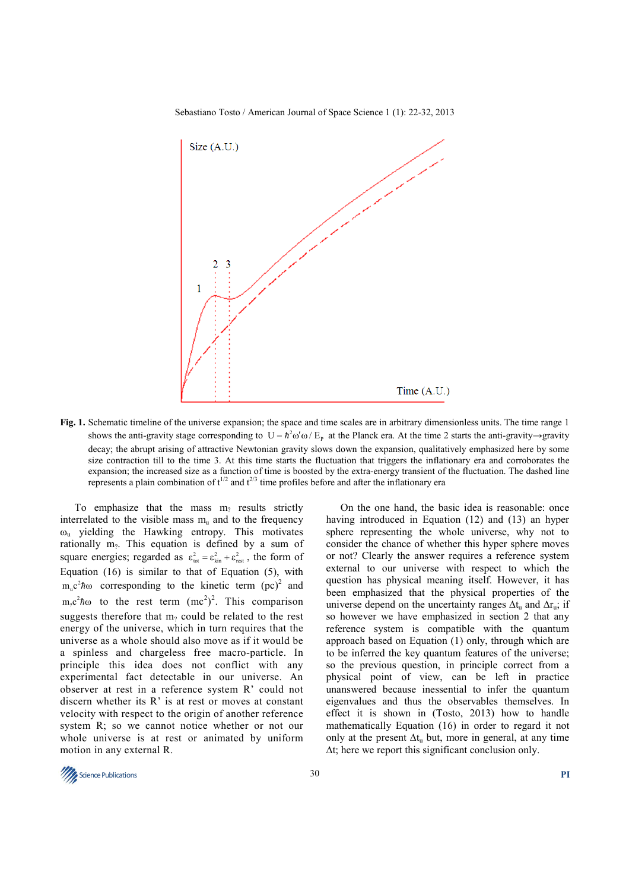**Fig. 1.** Schematic timeline of the universe expansion; the space and time scales are in arbitrary dimensionless units. The time range 1 shows the anti-gravity stage corresponding to $U = \hbar^2\omega'\omega / E_p$ at the Planck era. At the time 2 starts the anti-gravity→gravity decay; the abrupt arising of attractive Newtonian gravity slows down the expansion, qualitatively emphasized here by some size contraction till to the time 3. At this time starts the fluctuation that triggers the inflationary era and corroborates the expansion; the increased size as a function of time is boosted by the extra-energy transient of the fluctuation. The dashed line represents a plain combination of $t^{1/2}$ and $t^{2/3}$ time profiles before and after the inflationary era

To emphasize that the mass $m_?$ results strictly interrelated to the visible mass $m_u$ and to the frequency $\omega_u$ yielding the Hawking entropy. This motivates rationally $m_?$. This equation is defined by a sum of square energies; regarded as $\varepsilon^2_{tot} = \varepsilon^2_{kin} + \varepsilon^2_{rest}$, the form of Equation (16) is similar to that of Equation (5), with $m_u c^2\hbar\omega$ corresponding to the kinetic term $(pc)^2$ and $m_? c^2\hbar\omega$ to the rest term $(mc^2)^2$. This comparison suggests therefore that $m_?$ could be related to the rest energy of the universe, which in turn requires that the universe as a whole should also move as if it would be a spinless and chargeless free macro-particle. In principle this idea does not conflict with any experimental fact detectable in our universe. An observer at rest in a reference system R' could not discern whether its R' is at rest or moves at constant velocity with respect to the origin of another reference system R; so we cannot notice whether or not our whole universe is at rest or animated by uniform motion in any external R.

On the one hand, the basic idea is reasonable: once having introduced in Equation (12) and (13) an hyper sphere representing the whole universe, why not to consider the chance of whether this hyper sphere moves or not? Clearly the answer requires a reference system external to our universe with respect to which the question has physical meaning itself. However, it has been emphasized that the physical properties of the universe depend on the uncertainty ranges $\Delta t_u$ and $\Delta r_u$; if so however we have emphasized in section 2 that any reference system is compatible with the quantum approach based on Equation (1) only, through which are to be inferred the key quantum features of the universe; so the previous question, in principle correct from a physical point of view, can be left in practice unanswered because inessential to infer the quantum eigenvalues and thus the observables themselves. In effect it is shown in (Tosto, 2013) how to handle mathematically Equation (16) in order to regard it not only at the present $\Delta t_u$ but, more in general, at any time $\Delta t$; here we report this significant conclusion only.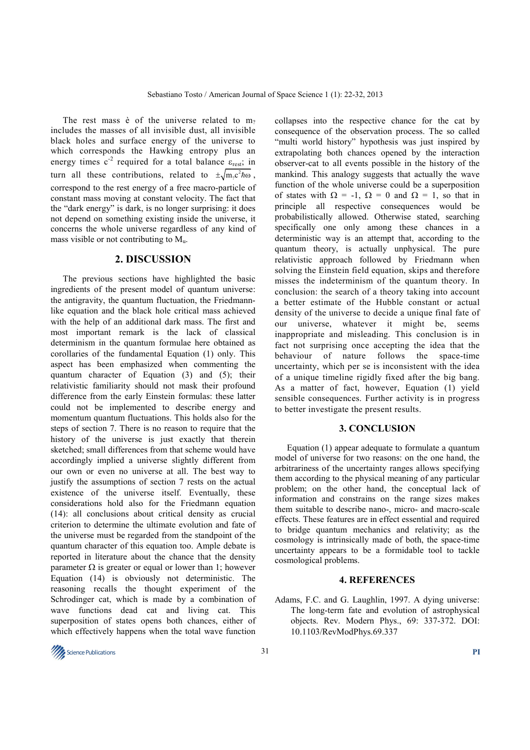The rest mass è of the universe related to $m_?$ includes the masses of all invisible dust, all invisible black holes and surface energy of the universe to which corresponds the Hawking entropy plus an energy times $c^{-2}$ required for a total balance $\varepsilon_{rest}$; in turn all these contributions, related to $\pm\sqrt{m_? c^2 \hbar\omega}$, correspond to the rest energy of a free macro-particle of constant mass moving at constant velocity. The fact that the "dark energy" is dark, is no longer surprising: it does not depend on something existing inside the universe, it concerns the whole universe regardless of any kind of mass visible or not contributing to $M_u$.

## 2. DISCUSSION

The previous sections have highlighted the basic ingredients of the present model of quantum universe: the antigravity, the quantum fluctuation, the Friedmann-like equation and the black hole critical mass achieved with the help of an additional dark mass. The first and most important remark is the lack of classical determinism in the quantum formulae here obtained as corollaries of the fundamental Equation (1) only. This aspect has been emphasized when commenting the quantum character of Equation (3) and (5); their relativistic familiarity should not mask their profound difference from the early Einstein formulas: these latter could not be implemented to describe energy and momentum quantum fluctuations. This holds also for the steps of section 7. There is no reason to require that the history of the universe is just exactly that therein sketched; small differences from that scheme would have accordingly implied a universe slightly different from our own or even no universe at all. The best way to justify the assumptions of section 7 rests on the actual existence of the universe itself. Eventually, these considerations hold also for the Friedmann equation (14): all conclusions about critical density as crucial criterion to determine the ultimate evolution and fate of the universe must be regarded from the standpoint of the quantum character of this equation too. Ample debate is reported in literature about the chance that the density parameter $\Omega$ is greater or equal or lower than 1; however Equation (14) is obviously not deterministic. The reasoning recalls the thought experiment of the Schrodinger cat, which is made by a combination of wave functions dead cat and living cat. This superposition of states opens both chances, either of which effectively happens when the total wave function collapses into the respective chance for the cat by consequence of the observation process. The so called "multi world history" hypothesis was just inspired by extrapolating both chances opened by the interaction observer-cat to all events possible in the history of the mankind. This analogy suggests that actually the wave function of the whole universe could be a superposition of states with $\Omega$ = -1, $\Omega$ = 0 and $\Omega$ = 1, so that in principle all respective consequences would be probabilistically allowed. Otherwise stated, searching specifically one only among these chances in a deterministic way is an attempt that, according to the quantum theory, is actually unphysical. The pure relativistic approach followed by Friedmann when solving the Einstein field equation, skips and therefore misses the indeterminism of the quantum theory. In conclusion: the search of a theory taking into account a better estimate of the Hubble constant or actual density of the universe to decide a unique final fate of our universe, whatever it might be, seems inappropriate and misleading. This conclusion is in fact not surprising once accepting the idea that the behaviour of nature follows the space-time uncertainty, which per se is inconsistent with the idea of a unique timeline rigidly fixed after the big bang. As a matter of fact, however, Equation (1) yield sensible consequences. Further activity is in progress to better investigate the present results.

## 3. CONCLUSION

Equation (1) appear adequate to formulate a quantum model of universe for two reasons: on the one hand, the arbitrariness of the uncertainty ranges allows specifying them according to the physical meaning of any particular problem; on the other hand, the conceptual lack of information and constrains on the range sizes makes them suitable to describe nano-, micro- and macro-scale effects. These features are in effect essential and required to bridge quantum mechanics and relativity; as the cosmology is intrinsically made of both, the space-time uncertainty appears to be a formidable tool to tackle cosmological problems.

## 4. REFERENCES

Adams, F.C. and G. Laughlin, 1997. A dying universe: The long-term fate and evolution of astrophysical objects. Rev. Modern Phys., 69: 337-372. DOI: 10.1103/RevModPhys.69.337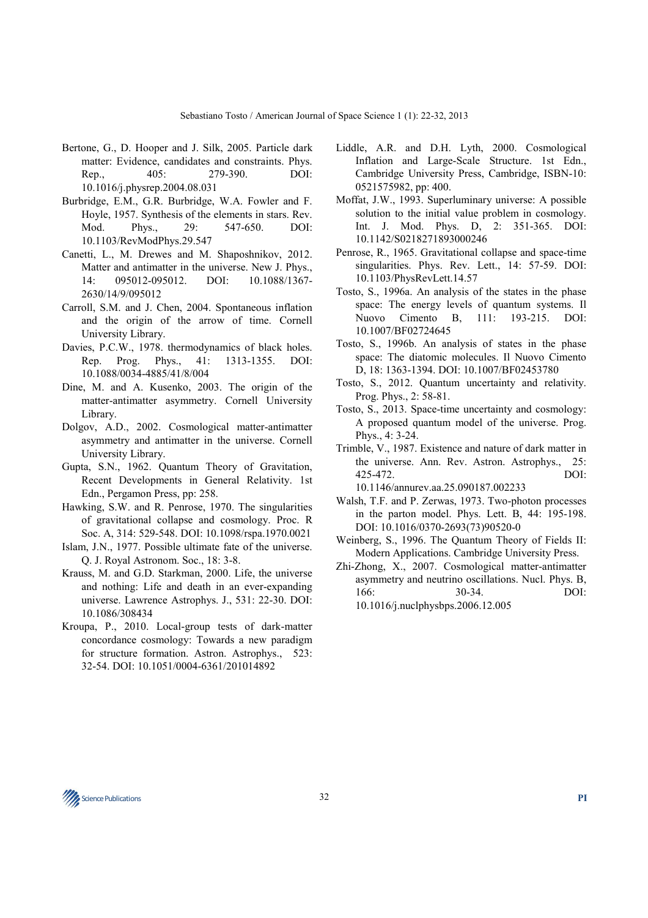Bertone, G., D. Hooper and J. Silk, 2005. Particle dark matter: Evidence, candidates and constraints. Phys. Rep., 405: 279-390. DOI: 10.1016/j.physrep.2004.08.031

Burbridge, E.M., G.R. Burbridge, W.A. Fowler and F. Hoyle, 1957. Synthesis of the elements in stars. Rev. Mod. Phys., 29: 547-650. DOI: 10.1103/RevModPhys.29.547

Canetti, L., M. Drewes and M. Shaposhnikov, 2012. Matter and antimatter in the universe. New J. Phys., 14: 095012-095012. DOI: 10.1088/1367-2630/14/9/095012

Carroll, S.M. and J. Chen, 2004. Spontaneous inflation and the origin of the arrow of time. Cornell University Library.

Davies, P.C.W., 1978. thermodynamics of black holes. Rep. Prog. Phys., 41: 1313-1355. DOI: 10.1088/0034-4885/41/8/004

Dine, M. and A. Kusenko, 2003. The origin of the matter-antimatter asymmetry. Cornell University Library.

Dolgov, A.D., 2002. Cosmological matter-antimatter asymmetry and antimatter in the universe. Cornell University Library.

Gupta, S.N., 1962. Quantum Theory of Gravitation, Recent Developments in General Relativity. 1st Edn., Pergamon Press, pp: 258.

Hawking, S.W. and R. Penrose, 1970. The singularities of gravitational collapse and cosmology. Proc. R Soc. A, 314: 529-548. DOI: 10.1098/rspa.1970.0021

Islam, J.N., 1977. Possible ultimate fate of the universe. Q. J. Royal Astronom. Soc., 18: 3-8.

Krauss, M. and G.D. Starkman, 2000. Life, the universe and nothing: Life and death in an ever-expanding universe. Lawrence Astrophys. J., 531: 22-30. DOI: 10.1086/308434

Kroupa, P., 2010. Local-group tests of dark-matter concordance cosmology: Towards a new paradigm for structure formation. Astron. Astrophys., 523: 32-54. DOI: 10.1051/0004-6361/201014892

Liddle, A.R. and D.H. Lyth, 2000. Cosmological Inflation and Large-Scale Structure. 1st Edn., Cambridge University Press, Cambridge, ISBN-10: 0521575982, pp: 400.

Moffat, J.W., 1993. Superluminary universe: A possible solution to the initial value problem in cosmology. Int. J. Mod. Phys. D, 2: 351-365. DOI: 10.1142/S0218271893000246

Penrose, R., 1965. Gravitational collapse and space-time singularities. Phys. Rev. Lett., 14: 57-59. DOI: 10.1103/PhysRevLett.14.57

Tosto, S., 1996a. An analysis of the states in the phase space: The energy levels of quantum systems. Il Nuovo Cimento B, 111: 193-215. DOI: 10.1007/BF02724645

Tosto, S., 1996b. An analysis of states in the phase space: The diatomic molecules. Il Nuovo Cimento D, 18: 1363-1394. DOI: 10.1007/BF02453780

Tosto, S., 2012. Quantum uncertainty and relativity. Prog. Phys., 2: 58-81.

Tosto, S., 2013. Space-time uncertainty and cosmology: A proposed quantum model of the universe. Prog. Phys., 4: 3-24.

Trimble, V., 1987. Existence and nature of dark matter in the universe. Ann. Rev. Astron. Astrophys., 25: 425-472. DOI: 10.1146/annurev.aa.25.090187.002233

Walsh, T.F. and P. Zerwas, 1973. Two-photon processes in the parton model. Phys. Lett. B, 44: 195-198. DOI: 10.1016/0370-2693(73)90520-0

Weinberg, S., 1996. The Quantum Theory of Fields II: Modern Applications. Cambridge University Press.

Zhi-Zhong, X., 2007. Cosmological matter-antimatter asymmetry and neutrino oscillations. Nucl. Phys. B, 166: 30-34. DOI: 10.1016/j.nuclphysbps.2006.12.005